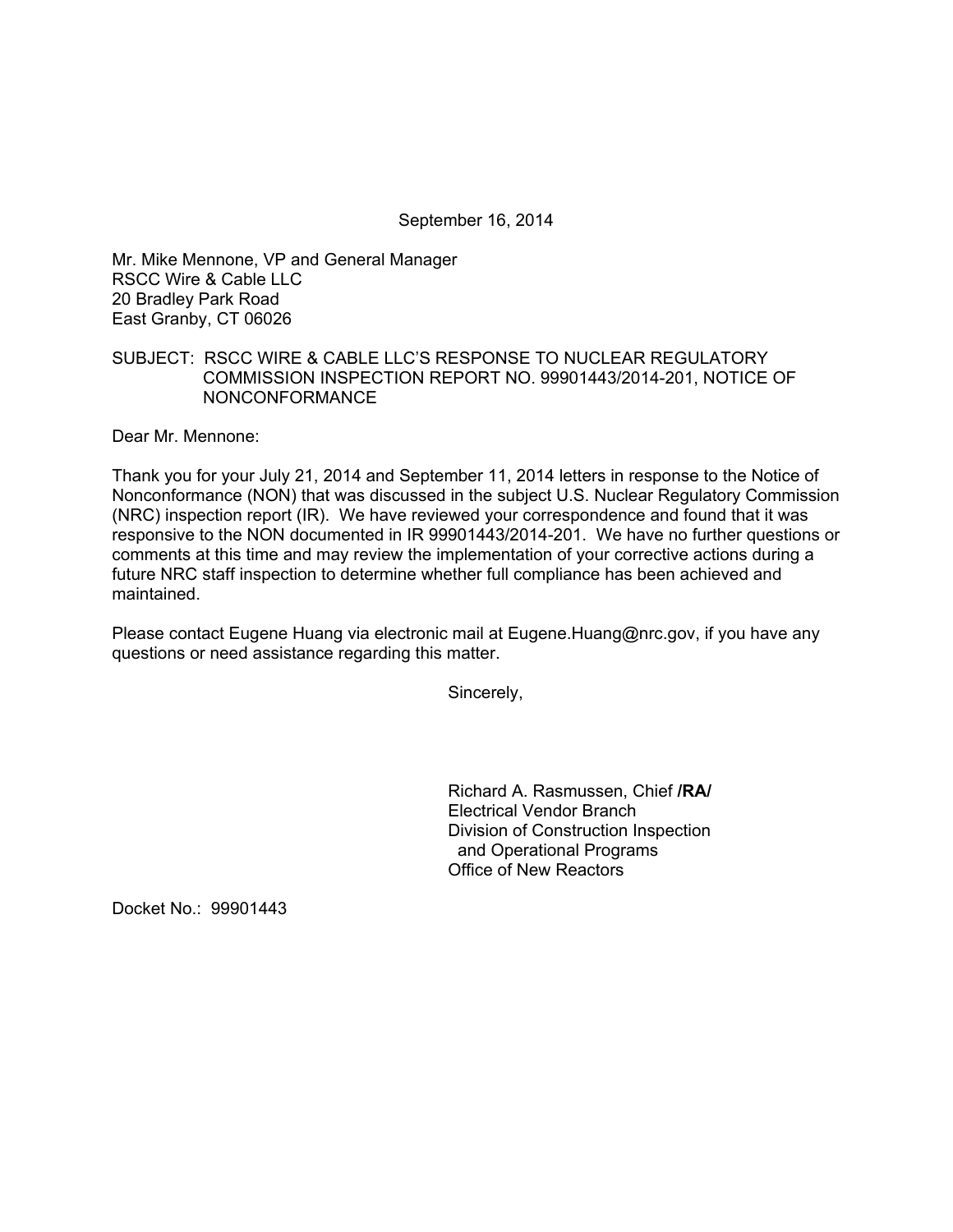September 16, 2014

Mr. Mike Mennone, VP and General Manager
RSCC Wire & Cable LLC
20 Bradley Park Road
East Granby, CT 06026

SUBJECT: RSCC WIRE & CABLE LLC'S RESPONSE TO NUCLEAR REGULATORY COMMISSION INSPECTION REPORT NO. 99901443/2014-201, NOTICE OF NONCONFORMANCE

Dear Mr. Mennone:

Thank you for your July 21, 2014 and September 11, 2014 letters in response to the Notice of Nonconformance (NON) that was discussed in the subject U.S. Nuclear Regulatory Commission (NRC) inspection report (IR). We have reviewed your correspondence and found that it was responsive to the NON documented in IR 99901443/2014-201. We have no further questions or comments at this time and may review the implementation of your corrective actions during a future NRC staff inspection to determine whether full compliance has been achieved and maintained.

Please contact Eugene Huang via electronic mail at Eugene.Huang@nrc.gov, if you have any questions or need assistance regarding this matter.

Sincerely,

Richard A. Rasmussen, Chief **/RA/**
Electrical Vendor Branch
Division of Construction Inspection
and Operational Programs
Office of New Reactors

Docket No.: 99901443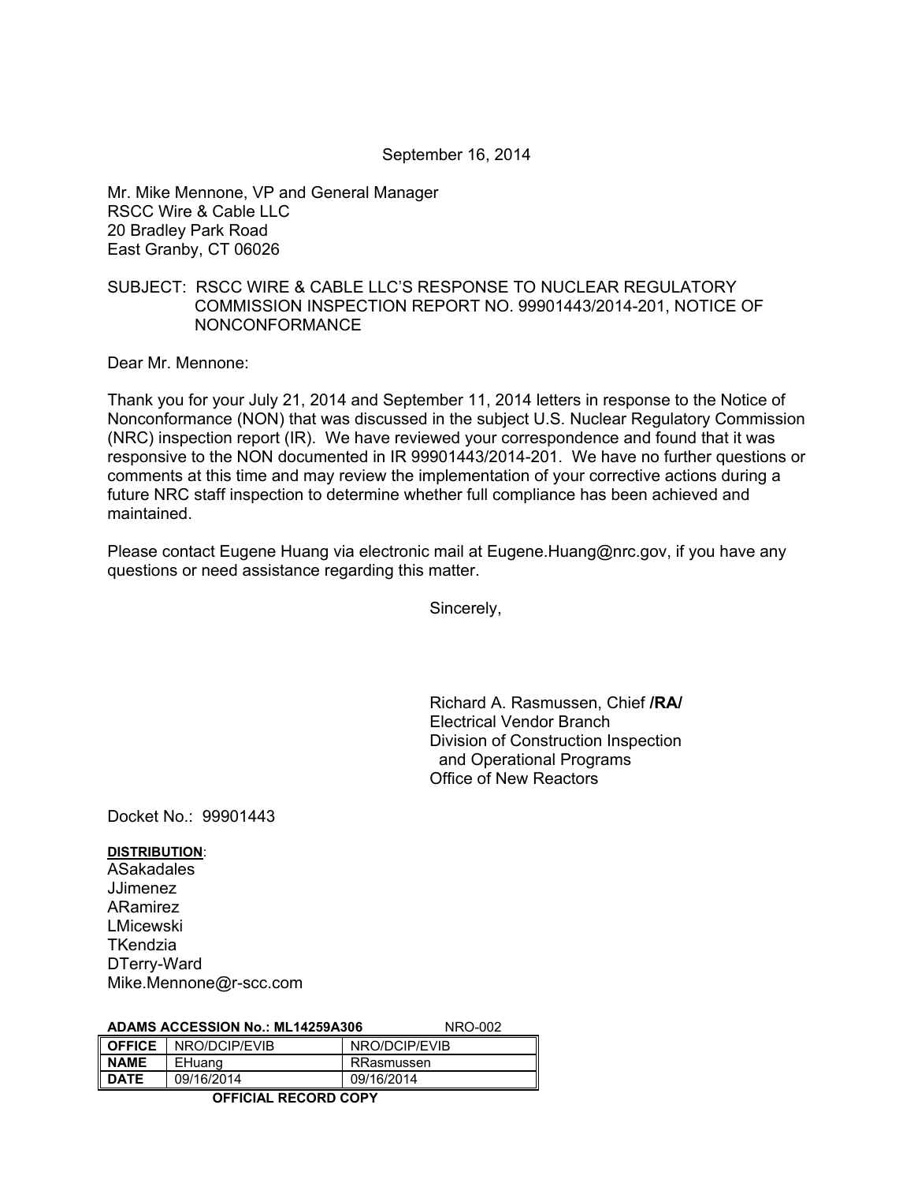September 16, 2014

Mr. Mike Mennone, VP and General Manager
RSCC Wire & Cable LLC
20 Bradley Park Road
East Granby, CT 06026

SUBJECT: RSCC WIRE & CABLE LLC'S RESPONSE TO NUCLEAR REGULATORY COMMISSION INSPECTION REPORT NO. 99901443/2014-201, NOTICE OF NONCONFORMANCE

Dear Mr. Mennone:

Thank you for your July 21, 2014 and September 11, 2014 letters in response to the Notice of Nonconformance (NON) that was discussed in the subject U.S. Nuclear Regulatory Commission (NRC) inspection report (IR). We have reviewed your correspondence and found that it was responsive to the NON documented in IR 99901443/2014-201. We have no further questions or comments at this time and may review the implementation of your corrective actions during a future NRC staff inspection to determine whether full compliance has been achieved and maintained.

Please contact Eugene Huang via electronic mail at Eugene.Huang@nrc.gov, if you have any questions or need assistance regarding this matter.

Sincerely,

Richard A. Rasmussen, Chief **/RA/**
Electrical Vendor Branch
Division of Construction Inspection
and Operational Programs
Office of New Reactors

Docket No.: 99901443

**DISTRIBUTION**:
ASakadales
JJimenez
ARamirez
LMicewski
TKendzia
DTerry-Ward
Mike.Mennone@r-scc.com

**ADAMS ACCESSION No.: ML14259A306** NRO-002

| | | |
|---|---|---|
| **OFFICE** | NRO/DCIP/EVIB | NRO/DCIP/EVIB |
| **NAME** | EHuang | RRasmussen |
| **DATE** | 09/16/2014 | 09/16/2014 |

**OFFICIAL RECORD COPY**